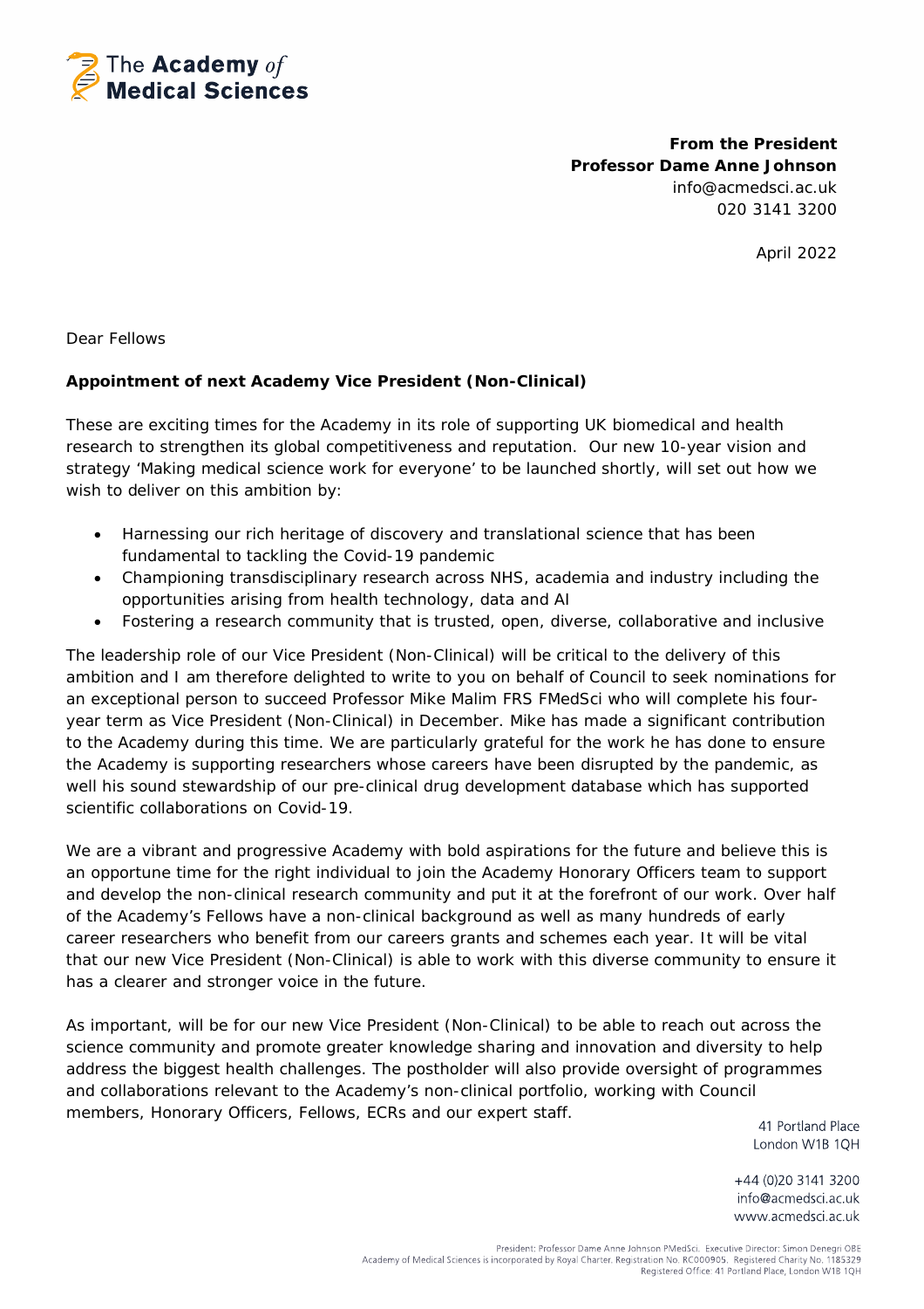The Academy *of* Medical Sciences

**From the President**
**Professor Dame Anne Johnson**
info@acmedsci.ac.uk
020 3141 3200

April 2022

Dear Fellows

**Appointment of next Academy Vice President (Non-Clinical)**

These are exciting times for the Academy in its role of supporting UK biomedical and health research to strengthen its global competitiveness and reputation. Our new 10-year vision and strategy 'Making medical science work for everyone' to be launched shortly, will set out how we wish to deliver on this ambition by:

- Harnessing our rich heritage of discovery and translational science that has been fundamental to tackling the Covid-19 pandemic
- Championing transdisciplinary research across NHS, academia and industry including the opportunities arising from health technology, data and AI
- Fostering a research community that is trusted, open, diverse, collaborative and inclusive

The leadership role of our Vice President (Non-Clinical) will be critical to the delivery of this ambition and I am therefore delighted to write to you on behalf of Council to seek nominations for an exceptional person to succeed Professor Mike Malim FRS FMedSci who will complete his four-year term as Vice President (Non-Clinical) in December. Mike has made a significant contribution to the Academy during this time. We are particularly grateful for the work he has done to ensure the Academy is supporting researchers whose careers have been disrupted by the pandemic, as well his sound stewardship of our pre-clinical drug development database which has supported scientific collaborations on Covid-19.

We are a vibrant and progressive Academy with bold aspirations for the future and believe this is an opportune time for the right individual to join the Academy Honorary Officers team to support and develop the non-clinical research community and put it at the forefront of our work. Over half of the Academy's Fellows have a non-clinical background as well as many hundreds of early career researchers who benefit from our careers grants and schemes each year. It will be vital that our new Vice President (Non-Clinical) is able to work with this diverse community to ensure it has a clearer and stronger voice in the future.

As important, will be for our new Vice President (Non-Clinical) to be able to reach out across the science community and promote greater knowledge sharing and innovation and diversity to help address the biggest health challenges. The postholder will also provide oversight of programmes and collaborations relevant to the Academy's non-clinical portfolio, working with Council members, Honorary Officers, Fellows, ECRs and our expert staff.

41 Portland Place
London W1B 1QH

+44 (0)20 3141 3200
info@acmedsci.ac.uk
www.acmedsci.ac.uk

President: Professor Dame Anne Johnson PMedSci. Executive Director: Simon Denegri OBE
Academy of Medical Sciences is incorporated by Royal Charter. Registration No. RC000905. Registered Charity No. 1185329
Registered Office: 41 Portland Place, London W1B 1QH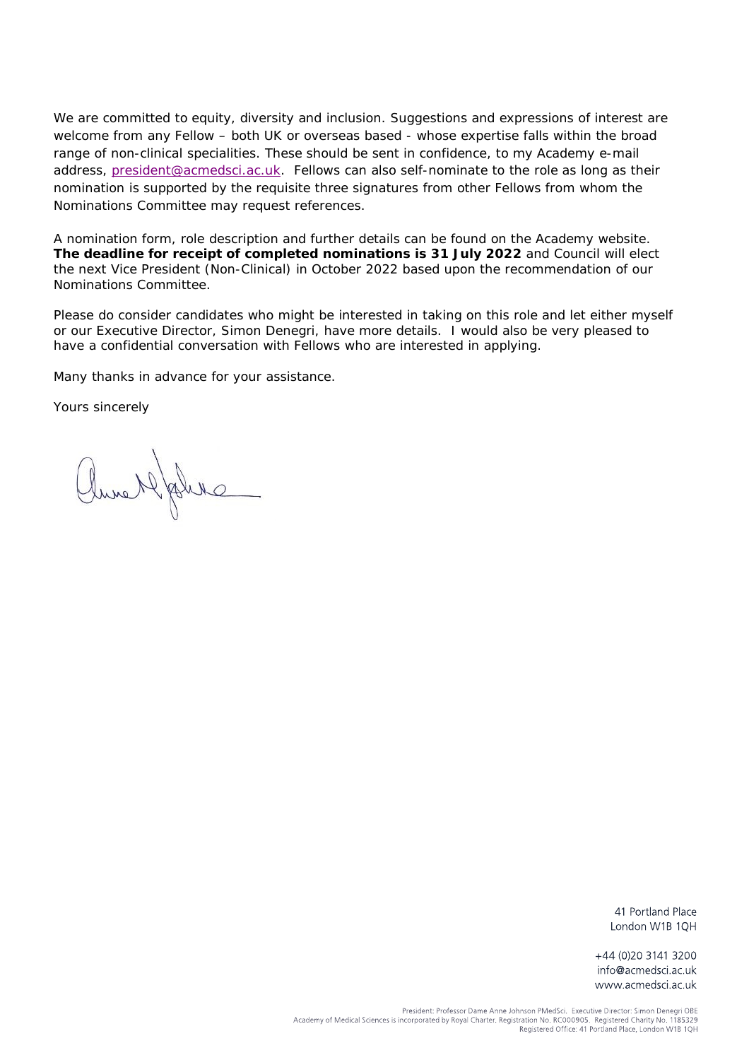We are committed to equity, diversity and inclusion. Suggestions and expressions of interest are welcome from any Fellow – both UK or overseas based - whose expertise falls within the broad range of non-clinical specialities. These should be sent in confidence, to my Academy e-mail address, president@acmedsci.ac.uk. Fellows can also self-nominate to the role as long as their nomination is supported by the requisite three signatures from other Fellows from whom the Nominations Committee may request references.

A nomination form, role description and further details can be found on the Academy website. **The deadline for receipt of completed nominations is 31 July 2022** and Council will elect the next Vice President (Non-Clinical) in October 2022 based upon the recommendation of our Nominations Committee.

Please do consider candidates who might be interested in taking on this role and let either myself or our Executive Director, Simon Denegri, have more details. I would also be very pleased to have a confidential conversation with Fellows who are interested in applying.

Many thanks in advance for your assistance.

Yours sincerely

41 Portland Place
London W1B 1QH

+44 (0)20 3141 3200
info@acmedsci.ac.uk
www.acmedsci.ac.uk

President: Professor Dame Anne Johnson PMedSci. Executive Director: Simon Denegri OBE
Academy of Medical Sciences is incorporated by Royal Charter. Registration No. RC000905. Registered Charity No. 1185329
Registered Office: 41 Portland Place, London W1B 1QH